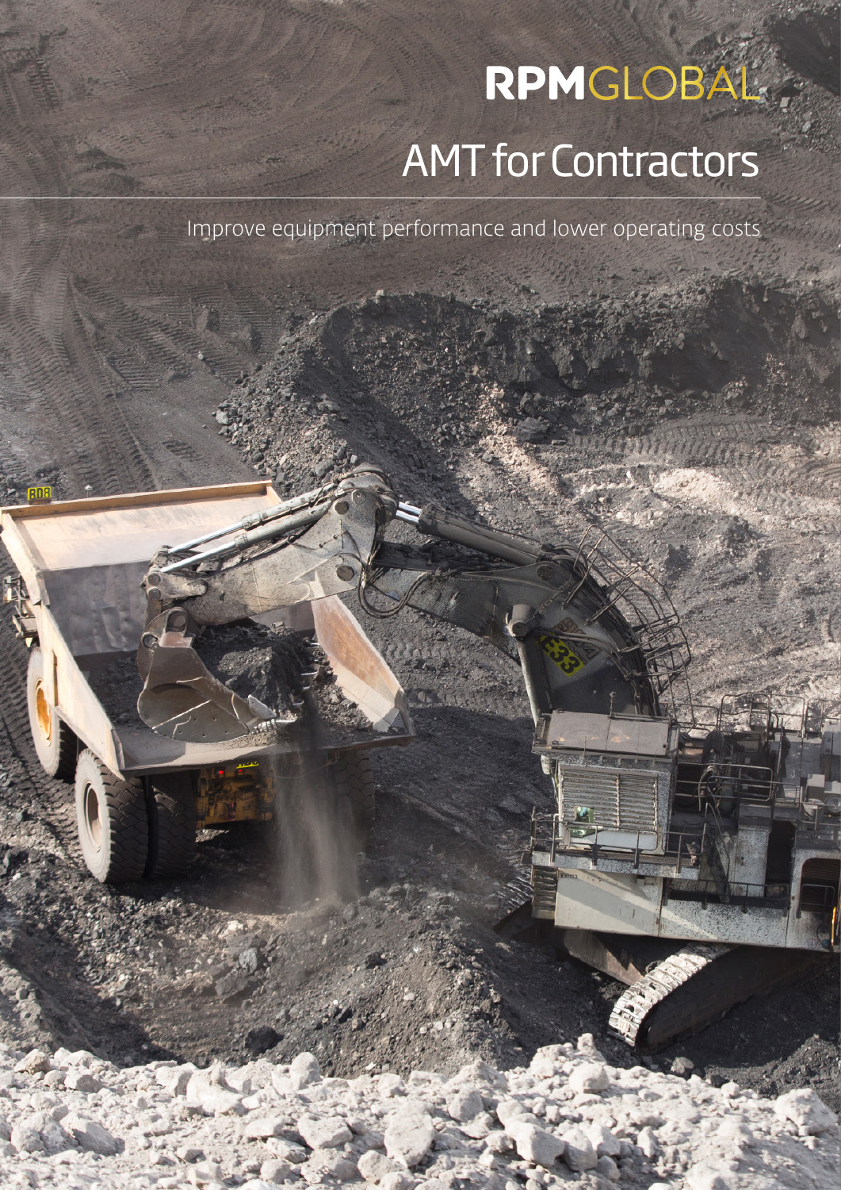RPMGLOBAL

# AMT for Contractors

Improve equipment performance and lower operating costs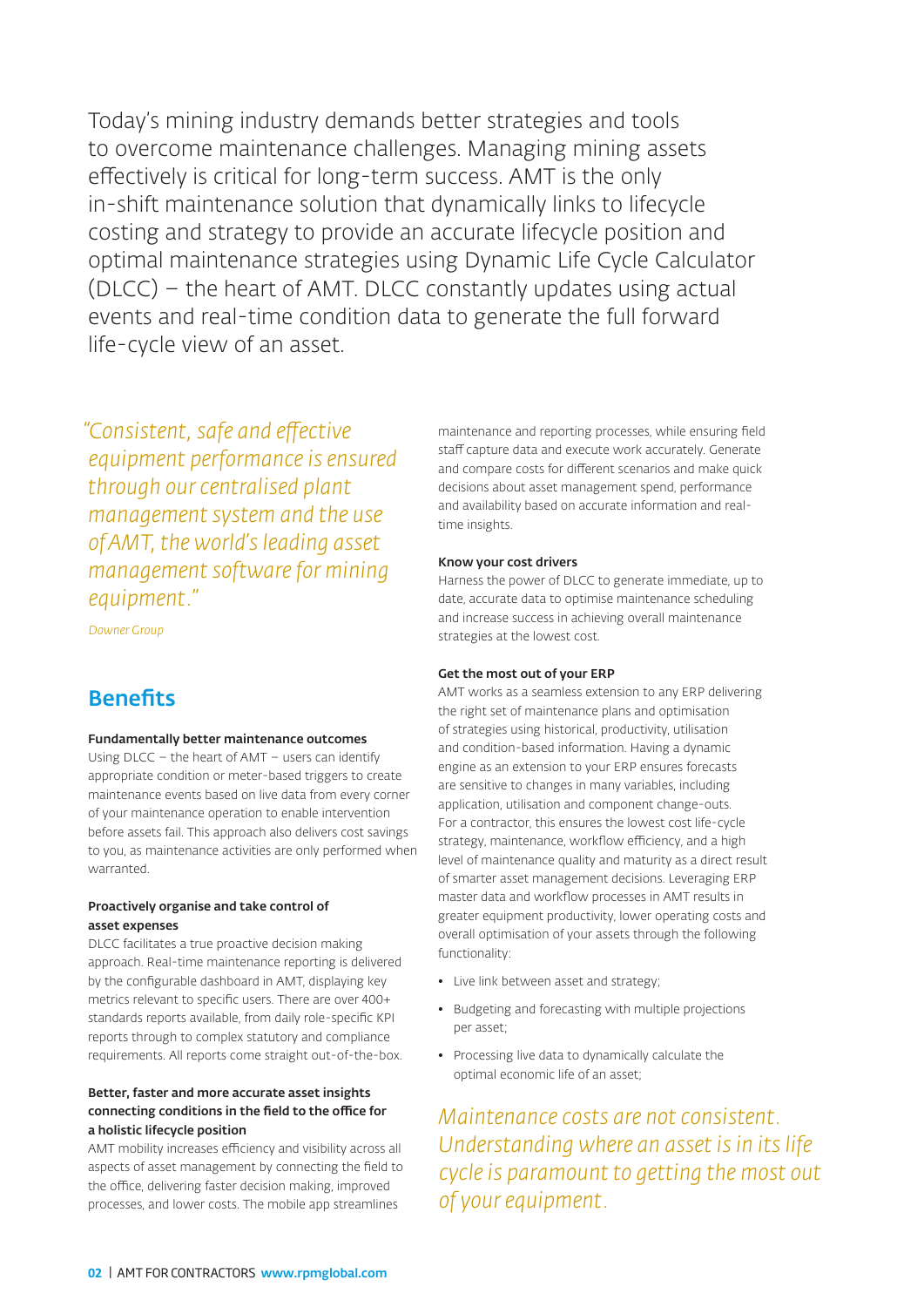Today's mining industry demands better strategies and tools to overcome maintenance challenges. Managing mining assets effectively is critical for long-term success. AMT is the only in-shift maintenance solution that dynamically links to lifecycle costing and strategy to provide an accurate lifecycle position and optimal maintenance strategies using Dynamic Life Cycle Calculator (DLCC) – the heart of AMT. DLCC constantly updates using actual events and real-time condition data to generate the full forward life-cycle view of an asset.

*"Consistent, safe and effective equipment performance is ensured through our centralised plant management system and the use of AMT, the world's leading asset management software for mining equipment."*

*Downer Group*

## Benefits

**Fundamentally better maintenance outcomes**

Using DLCC – the heart of AMT – users can identify appropriate condition or meter-based triggers to create maintenance events based on live data from every corner of your maintenance operation to enable intervention before assets fail. This approach also delivers cost savings to you, as maintenance activities are only performed when warranted.

**Proactively organise and take control of asset expenses**

DLCC facilitates a true proactive decision making approach. Real-time maintenance reporting is delivered by the configurable dashboard in AMT, displaying key metrics relevant to specific users. There are over 400+ standards reports available, from daily role-specific KPI reports through to complex statutory and compliance requirements. All reports come straight out-of-the-box.

**Better, faster and more accurate asset insights connecting conditions in the field to the office for a holistic lifecycle position**

AMT mobility increases efficiency and visibility across all aspects of asset management by connecting the field to the office, delivering faster decision making, improved processes, and lower costs. The mobile app streamlines maintenance and reporting processes, while ensuring field staff capture data and execute work accurately. Generate and compare costs for different scenarios and make quick decisions about asset management spend, performance and availability based on accurate information and real-time insights.

**Know your cost drivers**

Harness the power of DLCC to generate immediate, up to date, accurate data to optimise maintenance scheduling and increase success in achieving overall maintenance strategies at the lowest cost.

**Get the most out of your ERP**

AMT works as a seamless extension to any ERP delivering the right set of maintenance plans and optimisation of strategies using historical, productivity, utilisation and condition-based information. Having a dynamic engine as an extension to your ERP ensures forecasts are sensitive to changes in many variables, including application, utilisation and component change-outs. For a contractor, this ensures the lowest cost life-cycle strategy, maintenance, workflow efficiency, and a high level of maintenance quality and maturity as a direct result of smarter asset management decisions. Leveraging ERP master data and workflow processes in AMT results in greater equipment productivity, lower operating costs and overall optimisation of your assets through the following functionality:

- Live link between asset and strategy;
- Budgeting and forecasting with multiple projections per asset;
- Processing live data to dynamically calculate the optimal economic life of an asset;

*Maintenance costs are not consistent. Understanding where an asset is in its life cycle is paramount to getting the most out of your equipment.*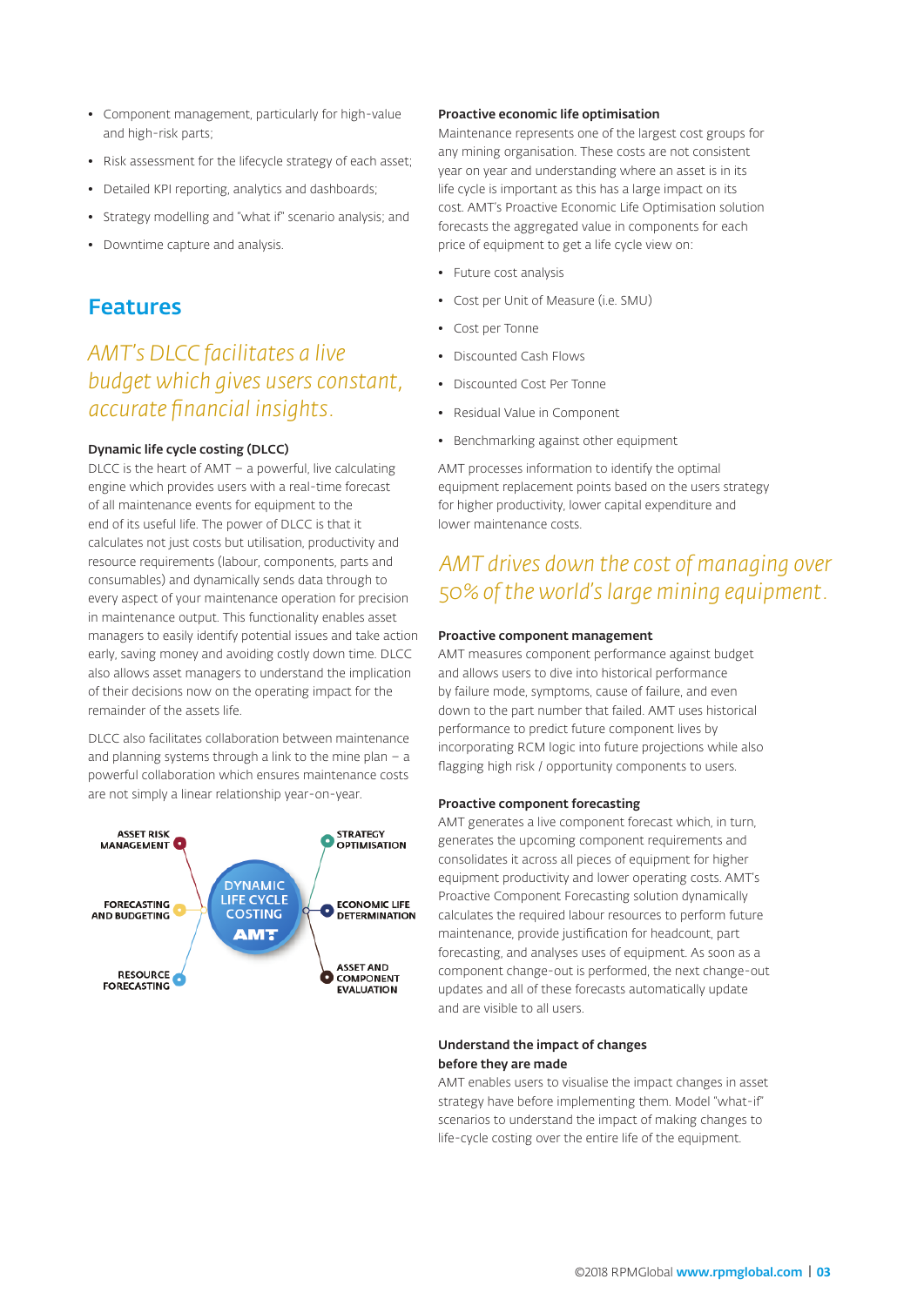- Component management, particularly for high-value and high-risk parts;
- Risk assessment for the lifecycle strategy of each asset;
- Detailed KPI reporting, analytics and dashboards;
- Strategy modelling and "what if" scenario analysis; and
- Downtime capture and analysis.

## Features

*AMT's DLCC facilitates a live budget which gives users constant, accurate financial insights.*

### Dynamic life cycle costing (DLCC)

DLCC is the heart of AMT – a powerful, live calculating engine which provides users with a real-time forecast of all maintenance events for equipment to the end of its useful life. The power of DLCC is that it calculates not just costs but utilisation, productivity and resource requirements (labour, components, parts and consumables) and dynamically sends data through to every aspect of your maintenance operation for precision in maintenance output. This functionality enables asset managers to easily identify potential issues and take action early, saving money and avoiding costly down time. DLCC also allows asset managers to understand the implication of their decisions now on the operating impact for the remainder of the assets life.

DLCC also facilitates collaboration between maintenance and planning systems through a link to the mine plan – a powerful collaboration which ensures maintenance costs are not simply a linear relationship year-on-year.

ASSET RISK MANAGEMENT

FORECASTING AND BUDGETING

RESOURCE FORECASTING

DYNAMIC LIFE CYCLE COSTING AMT

STRATEGY OPTIMISATION

ECONOMIC LIFE DETERMINATION

ASSET AND COMPONENT EVALUATION

### Proactive economic life optimisation

Maintenance represents one of the largest cost groups for any mining organisation. These costs are not consistent year on year and understanding where an asset is in its life cycle is important as this has a large impact on its cost. AMT's Proactive Economic Life Optimisation solution forecasts the aggregated value in components for each price of equipment to get a life cycle view on:

- Future cost analysis
- Cost per Unit of Measure (i.e. SMU)
- Cost per Tonne
- Discounted Cash Flows
- Discounted Cost Per Tonne
- Residual Value in Component
- Benchmarking against other equipment

AMT processes information to identify the optimal equipment replacement points based on the users strategy for higher productivity, lower capital expenditure and lower maintenance costs.

*AMT drives down the cost of managing over 50% of the world's large mining equipment.*

### Proactive component management

AMT measures component performance against budget and allows users to dive into historical performance by failure mode, symptoms, cause of failure, and even down to the part number that failed. AMT uses historical performance to predict future component lives by incorporating RCM logic into future projections while also flagging high risk / opportunity components to users.

### Proactive component forecasting

AMT generates a live component forecast which, in turn, generates the upcoming component requirements and consolidates it across all pieces of equipment for higher equipment productivity and lower operating costs. AMT's Proactive Component Forecasting solution dynamically calculates the required labour resources to perform future maintenance, provide justification for headcount, part forecasting, and analyses uses of equipment. As soon as a component change-out is performed, the next change-out updates and all of these forecasts automatically update and are visible to all users.

### Understand the impact of changes before they are made

AMT enables users to visualise the impact changes in asset strategy have before implementing them. Model "what-if" scenarios to understand the impact of making changes to life-cycle costing over the entire life of the equipment.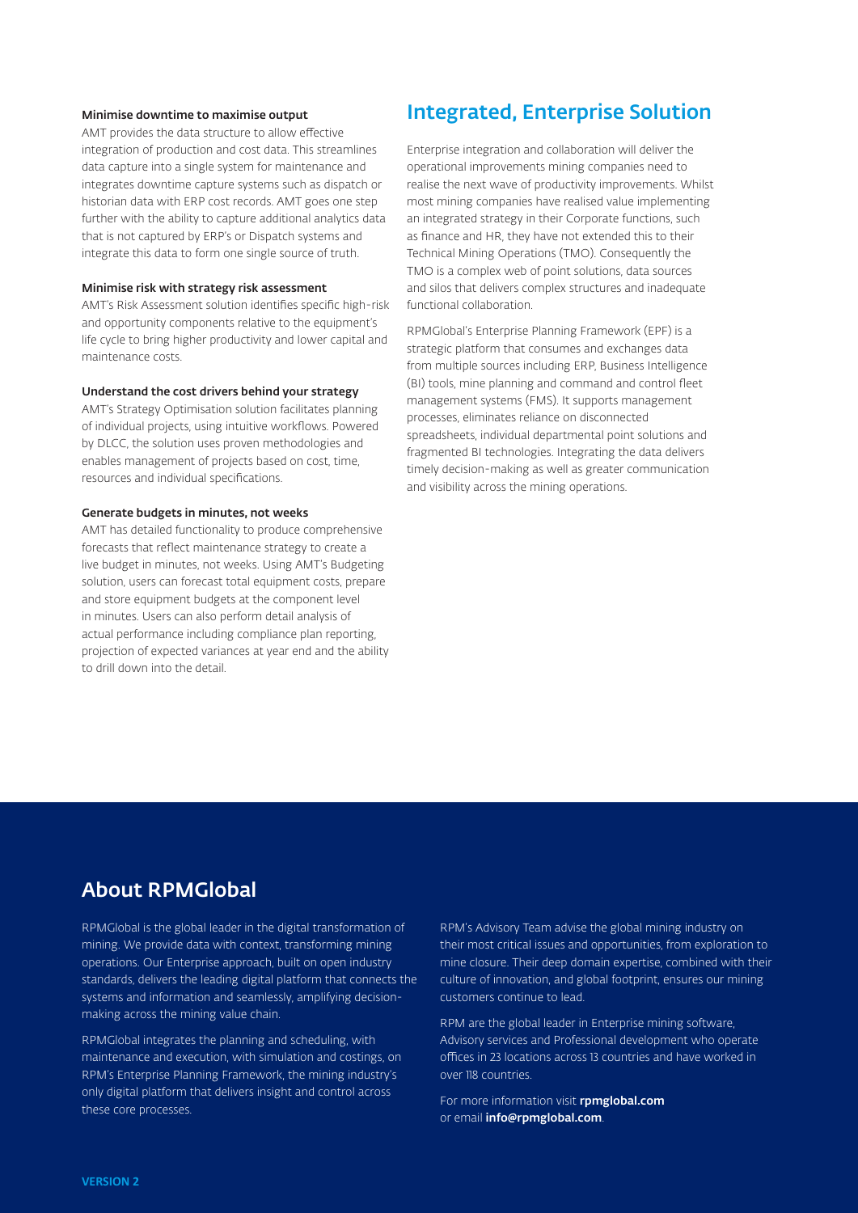#### Minimise downtime to maximise output

AMT provides the data structure to allow effective integration of production and cost data. This streamlines data capture into a single system for maintenance and integrates downtime capture systems such as dispatch or historian data with ERP cost records. AMT goes one step further with the ability to capture additional analytics data that is not captured by ERP's or Dispatch systems and integrate this data to form one single source of truth.

#### Minimise risk with strategy risk assessment

AMT's Risk Assessment solution identifies specific high-risk and opportunity components relative to the equipment's life cycle to bring higher productivity and lower capital and maintenance costs.

#### Understand the cost drivers behind your strategy

AMT's Strategy Optimisation solution facilitates planning of individual projects, using intuitive workflows. Powered by DLCC, the solution uses proven methodologies and enables management of projects based on cost, time, resources and individual specifications.

#### Generate budgets in minutes, not weeks

AMT has detailed functionality to produce comprehensive forecasts that reflect maintenance strategy to create a live budget in minutes, not weeks. Using AMT's Budgeting solution, users can forecast total equipment costs, prepare and store equipment budgets at the component level in minutes. Users can also perform detail analysis of actual performance including compliance plan reporting, projection of expected variances at year end and the ability to drill down into the detail.

## Integrated, Enterprise Solution

Enterprise integration and collaboration will deliver the operational improvements mining companies need to realise the next wave of productivity improvements. Whilst most mining companies have realised value implementing an integrated strategy in their Corporate functions, such as finance and HR, they have not extended this to their Technical Mining Operations (TMO). Consequently the TMO is a complex web of point solutions, data sources and silos that delivers complex structures and inadequate functional collaboration.

RPMGlobal's Enterprise Planning Framework (EPF) is a strategic platform that consumes and exchanges data from multiple sources including ERP, Business Intelligence (BI) tools, mine planning and command and control fleet management systems (FMS). It supports management processes, eliminates reliance on disconnected spreadsheets, individual departmental point solutions and fragmented BI technologies. Integrating the data delivers timely decision-making as well as greater communication and visibility across the mining operations.

## About RPMGlobal

RPMGlobal is the global leader in the digital transformation of mining. We provide data with context, transforming mining operations. Our Enterprise approach, built on open industry standards, delivers the leading digital platform that connects the systems and information and seamlessly, amplifying decision-making across the mining value chain.

RPMGlobal integrates the planning and scheduling, with maintenance and execution, with simulation and costings, on RPM's Enterprise Planning Framework, the mining industry's only digital platform that delivers insight and control across these core processes.

RPM's Advisory Team advise the global mining industry on their most critical issues and opportunities, from exploration to mine closure. Their deep domain expertise, combined with their culture of innovation, and global footprint, ensures our mining customers continue to lead.

RPM are the global leader in Enterprise mining software, Advisory services and Professional development who operate offices in 23 locations across 13 countries and have worked in over 118 countries.

For more information visit **rpmglobal.com** or email **info@rpmglobal.com**.

**VERSION 2**